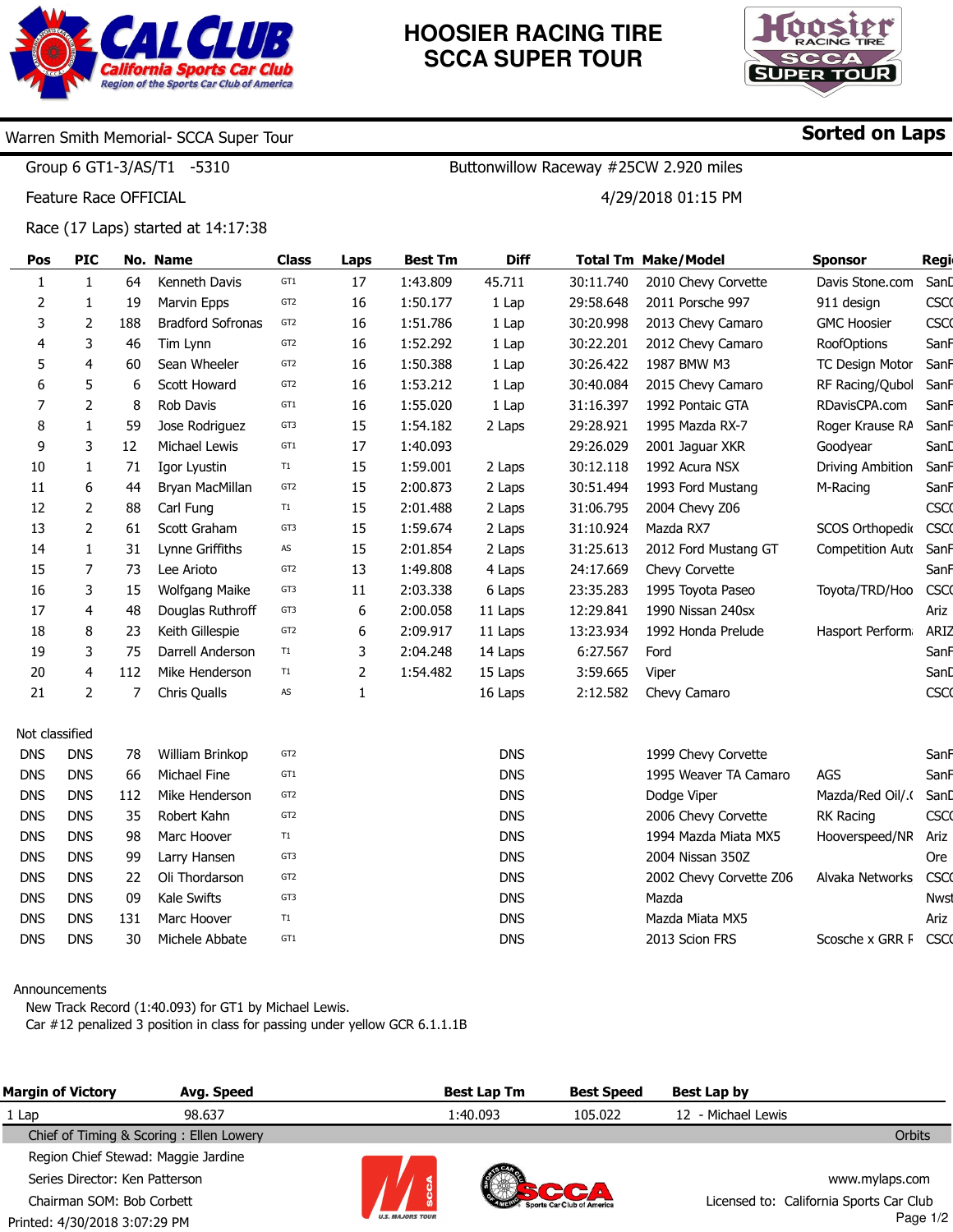# HOOSIER RACING TIRE SCCA SUPER TOUR

Warren Smith Memorial- SCCA Super Tour

**Sorted on Laps**

Group 6 GT1-3/AS/T1 -5310

Buttonwillow Raceway #25CW 2.920 miles

Feature Race OFFICIAL

4/29/2018 01:15 PM

Race (17 Laps) started at 14:17:38

| Pos | PIC | No. | Name | Class | Laps | Best Tm | Diff | Total Tm | Make/Model | Sponsor | Regi |
|---|---|---|---|---|---|---|---|---|---|---|---|
| 1 | 1 | 64 | Kenneth Davis | GT1 | 17 | 1:43.809 | 45.711 | 30:11.740 | 2010 Chevy Corvette | Davis Stone.com | SanD |
| 2 | 1 | 19 | Marvin Epps | GT2 | 16 | 1:50.177 | 1 Lap | 29:58.648 | 2011 Porsche 997 | 911 design | CSCC |
| 3 | 2 | 188 | Bradford Sofronas | GT2 | 16 | 1:51.786 | 1 Lap | 30:20.998 | 2013 Chevy Camaro | GMC Hoosier | CSCC |
| 4 | 3 | 46 | Tim Lynn | GT2 | 16 | 1:52.292 | 1 Lap | 30:22.201 | 2012 Chevy Camaro | RoofOptions | SanF |
| 5 | 4 | 60 | Sean Wheeler | GT2 | 16 | 1:50.388 | 1 Lap | 30:26.422 | 1987 BMW M3 | TC Design Motor | SanF |
| 6 | 5 | 6 | Scott Howard | GT2 | 16 | 1:53.212 | 1 Lap | 30:40.084 | 2015 Chevy Camaro | RF Racing/Qubol | SanF |
| 7 | 2 | 8 | Rob Davis | GT1 | 16 | 1:55.020 | 1 Lap | 31:16.397 | 1992 Pontaic GTA | RDavisCPA.com | SanF |
| 8 | 1 | 59 | Jose Rodriguez | GT3 | 15 | 1:54.182 | 2 Laps | 29:28.921 | 1995 Mazda RX-7 | Roger Krause RA | SanF |
| 9 | 3 | 12 | Michael Lewis | GT1 | 17 | 1:40.093 | | 29:26.029 | 2001 Jaguar XKR | Goodyear | SanD |
| 10 | 1 | 71 | Igor Lystin | T1 | 15 | 1:59.001 | 2 Laps | 30:12.118 | 1992 Acura NSX | Driving Ambition | SanF |
| 11 | 6 | 44 | Bryan MacMillan | GT2 | 15 | 2:00.873 | 2 Laps | 30:51.494 | 1993 Ford Mustang | M-Racing | SanF |
| 12 | 2 | 88 | Carl Fung | T1 | 15 | 2:01.488 | 2 Laps | 31:06.795 | 2004 Chevy Z06 | | CSCC |
| 13 | 2 | 61 | Scott Graham | GT3 | 15 | 1:59.674 | 2 Laps | 31:10.924 | Mazda RX7 | SCOS Orthopedic | CSCC |
| 14 | 1 | 31 | Lynne Griffiths | AS | 15 | 2:01.854 | 2 Laps | 31:25.613 | 2012 Ford Mustang GT | Competition Auto | SanF |
| 15 | 7 | 73 | Lee Arioto | GT2 | 13 | 1:49.808 | 4 Laps | 24:17.669 | Chevy Corvette | | SanF |
| 16 | 3 | 15 | Wolfgang Maike | GT3 | 11 | 2:03.338 | 6 Laps | 23:35.283 | 1995 Toyota Paseo | Toyota/TRD/Hoo | CSCC |
| 17 | 4 | 48 | Douglas Ruthroff | GT3 | 6 | 2:00.058 | 11 Laps | 12:29.841 | 1990 Nissan 240sx | | Ariz |
| 18 | 8 | 23 | Keith Gillespie | GT2 | 6 | 2:09.917 | 11 Laps | 13:23.934 | 1992 Honda Prelude | Hasport Perform | ARIZ |
| 19 | 3 | 75 | Darrell Anderson | T1 | 3 | 2:04.248 | 14 Laps | 6:27.567 | Ford | | SanF |
| 20 | 4 | 112 | Mike Henderson | T1 | 2 | 1:54.482 | 15 Laps | 3:59.665 | Viper | | SanD |
| 21 | 2 | 7 | Chris Qualls | AS | 1 | | 16 Laps | 2:12.582 | Chevy Camaro | | CSCC |

Not classified

| Pos | PIC | No. | Name | Class | Laps | Best Tm | Diff | Total Tm | Make/Model | Sponsor | Regi |
|---|---|---|---|---|---|---|---|---|---|---|---|
| DNS | DNS | 78 | William Brinkop | GT2 | | | DNS | | 1999 Chevy Corvette | | SanF |
| DNS | DNS | 66 | Michael Fine | GT1 | | | DNS | | 1995 Weaver TA Camaro | AGS | SanF |
| DNS | DNS | 112 | Mike Henderson | GT2 | | | DNS | | Dodge Viper | Mazda/Red Oil/.( | SanD |
| DNS | DNS | 35 | Robert Kahn | GT2 | | | DNS | | 2006 Chevy Corvette | RK Racing | CSCC |
| DNS | DNS | 98 | Marc Hoover | T1 | | | DNS | | 1994 Mazda Miata MX5 | Hooverspeed/NR | Ariz |
| DNS | DNS | 99 | Larry Hansen | GT3 | | | DNS | | 2004 Nissan 350Z | | Ore |
| DNS | DNS | 22 | Oli Thordarson | GT2 | | | DNS | | 2002 Chevy Corvette Z06 | Alvaka Networks | CSCC |
| DNS | DNS | 09 | Kale Swifts | GT3 | | | DNS | | Mazda | | Nwst |
| DNS | DNS | 131 | Marc Hoover | T1 | | | DNS | | Mazda Miata MX5 | | Ariz |
| DNS | DNS | 30 | Michele Abbate | GT1 | | | DNS | | 2013 Scion FRS | Scosche x GRR F | CSCC |

Announcements

New Track Record (1:40.093) for GT1 by Michael Lewis.
Car #12 penalized 3 position in class for passing under yellow GCR 6.1.1.1B

| Margin of Victory | Avg. Speed | Best Lap Tm | Best Speed | Best Lap by |
|---|---|---|---|---|
| 1 Lap | 98.637 | 1:40.093 | 105.022 | 12 - Michael Lewis |

Chief of Timing & Scoring : Ellen Lowery

Orbits

Region Chief Stewad: Maggie Jardine

Series Director: Ken Patterson

Chairman SOM: Bob Corbett

Printed: 4/30/2018 3:07:29 PM

www.mylaps.com

Licensed to: California Sports Car Club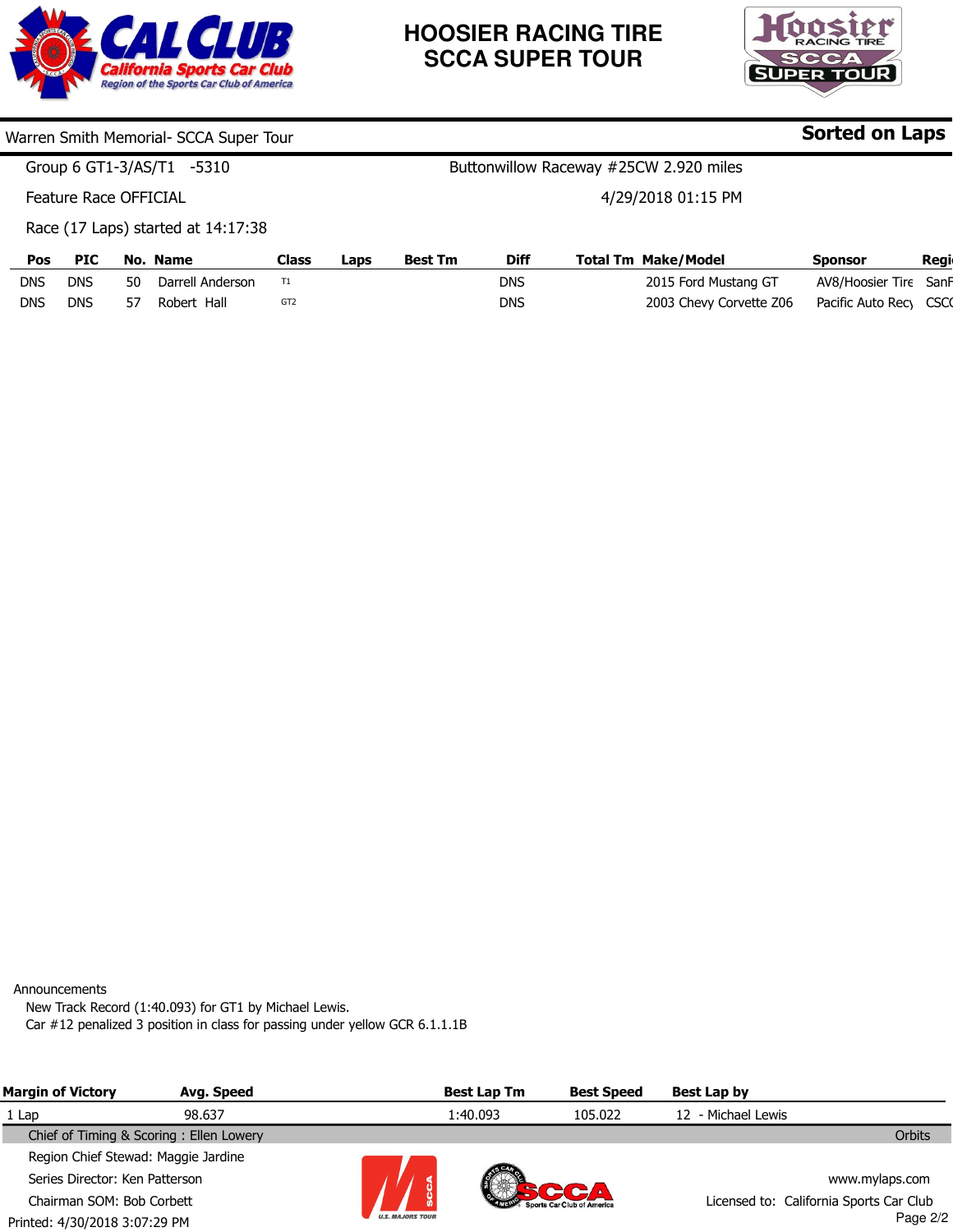# HOOSIER RACING TIRE
# SCCA SUPER TOUR

Warren Smith Memorial- SCCA Super Tour

**Sorted on Laps**

Group 6 GT1-3/AS/T1 -5310

Buttonwillow Raceway #25CW 2.920 miles

Feature Race OFFICIAL

4/29/2018 01:15 PM

Race (17 Laps) started at 14:17:38

| Pos | PIC | No. | Name | Class | Laps | Best Tm | Diff | Total Tm | Make/Model | Sponsor | Regi |
|---|---|---|---|---|---|---|---|---|---|---|---|
| DNS | DNS | 50 | Darrell Anderson | T1 | | | DNS | | 2015 Ford Mustang GT | AV8/Hoosier Tire | SanF |
| DNS | DNS | 57 | Robert Hall | GT2 | | | DNS | | 2003 Chevy Corvette Z06 | Pacific Auto Recy | CSCC |

Announcements

New Track Record (1:40.093) for GT1 by Michael Lewis.

Car #12 penalized 3 position in class for passing under yellow GCR 6.1.1.1B

| Margin of Victory | Avg. Speed | Best Lap Tm | Best Speed | Best Lap by |
|---|---|---|---|---|
| 1 Lap | 98.637 | 1:40.093 | 105.022 | 12 - Michael Lewis |

Chief of Timing & Scoring : Ellen Lowery

Orbits

Region Chief Stewad: Maggie Jardine

Series Director: Ken Patterson

Chairman SOM: Bob Corbett

Printed: 4/30/2018 3:07:29 PM

www.mylaps.com

Licensed to: California Sports Car Club